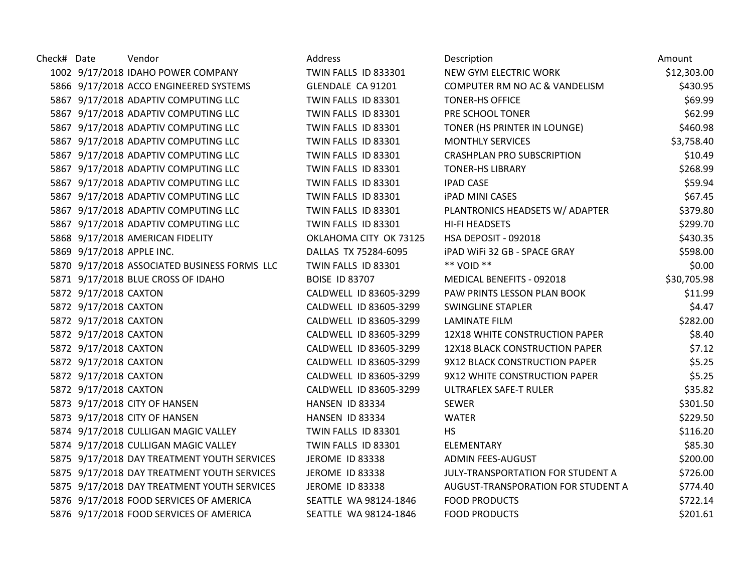| Check# | Date | Vendor | Address | Description | Amount |
|---|---|---|---|---|---|
| 1002 | 9/17/2018 | IDAHO POWER COMPANY | TWIN FALLS ID 833301 | NEW GYM ELECTRIC WORK | $12,303.00 |
| 5866 | 9/17/2018 | ACCO ENGINEERED SYSTEMS | GLENDALE CA 91201 | COMPUTER RM NO AC & VANDELISM | $430.95 |
| 5867 | 9/17/2018 | ADAPTIV COMPUTING LLC | TWIN FALLS ID 83301 | TONER-HS OFFICE | $69.99 |
| 5867 | 9/17/2018 | ADAPTIV COMPUTING LLC | TWIN FALLS ID 83301 | PRE SCHOOL TONER | $62.99 |
| 5867 | 9/17/2018 | ADAPTIV COMPUTING LLC | TWIN FALLS ID 83301 | TONER (HS PRINTER IN LOUNGE) | $460.98 |
| 5867 | 9/17/2018 | ADAPTIV COMPUTING LLC | TWIN FALLS ID 83301 | MONTHLY SERVICES | $3,758.40 |
| 5867 | 9/17/2018 | ADAPTIV COMPUTING LLC | TWIN FALLS ID 83301 | CRASHPLAN PRO SUBSCRIPTION | $10.49 |
| 5867 | 9/17/2018 | ADAPTIV COMPUTING LLC | TWIN FALLS ID 83301 | TONER-HS LIBRARY | $268.99 |
| 5867 | 9/17/2018 | ADAPTIV COMPUTING LLC | TWIN FALLS ID 83301 | IPAD CASE | $59.94 |
| 5867 | 9/17/2018 | ADAPTIV COMPUTING LLC | TWIN FALLS ID 83301 | iPAD MINI CASES | $67.45 |
| 5867 | 9/17/2018 | ADAPTIV COMPUTING LLC | TWIN FALLS ID 83301 | PLANTRONICS HEADSETS W/ ADAPTER | $379.80 |
| 5867 | 9/17/2018 | ADAPTIV COMPUTING LLC | TWIN FALLS ID 83301 | HI-FI HEADSETS | $299.70 |
| 5868 | 9/17/2018 | AMERICAN FIDELITY | OKLAHOMA CITY OK 73125 | HSA DEPOSIT - 092018 | $430.35 |
| 5869 | 9/17/2018 | APPLE INC. | DALLAS TX 75284-6095 | iPAD WiFi 32 GB - SPACE GRAY | $598.00 |
| 5870 | 9/17/2018 | ASSOCIATED BUSINESS FORMS LLC | TWIN FALLS ID 83301 | ** VOID ** | $0.00 |
| 5871 | 9/17/2018 | BLUE CROSS OF IDAHO | BOISE ID 83707 | MEDICAL BENEFITS - 092018 | $30,705.98 |
| 5872 | 9/17/2018 | CAXTON | CALDWELL ID 83605-3299 | PAW PRINTS LESSON PLAN BOOK | $11.99 |
| 5872 | 9/17/2018 | CAXTON | CALDWELL ID 83605-3299 | SWINGLINE STAPLER | $4.47 |
| 5872 | 9/17/2018 | CAXTON | CALDWELL ID 83605-3299 | LAMINATE FILM | $282.00 |
| 5872 | 9/17/2018 | CAXTON | CALDWELL ID 83605-3299 | 12X18 WHITE CONSTRUCTION PAPER | $8.40 |
| 5872 | 9/17/2018 | CAXTON | CALDWELL ID 83605-3299 | 12X18 BLACK CONSTRUCTION PAPER | $7.12 |
| 5872 | 9/17/2018 | CAXTON | CALDWELL ID 83605-3299 | 9X12 BLACK CONSTRUCTION PAPER | $5.25 |
| 5872 | 9/17/2018 | CAXTON | CALDWELL ID 83605-3299 | 9X12 WHITE CONSTRUCTION PAPER | $5.25 |
| 5872 | 9/17/2018 | CAXTON | CALDWELL ID 83605-3299 | ULTRAFLEX SAFE-T RULER | $35.82 |
| 5873 | 9/17/2018 | CITY OF HANSEN | HANSEN ID 83334 | SEWER | $301.50 |
| 5873 | 9/17/2018 | CITY OF HANSEN | HANSEN ID 83334 | WATER | $229.50 |
| 5874 | 9/17/2018 | CULLIGAN MAGIC VALLEY | TWIN FALLS ID 83301 | HS | $116.20 |
| 5874 | 9/17/2018 | CULLIGAN MAGIC VALLEY | TWIN FALLS ID 83301 | ELEMENTARY | $85.30 |
| 5875 | 9/17/2018 | DAY TREATMENT YOUTH SERVICES | JEROME ID 83338 | ADMIN FEES-AUGUST | $200.00 |
| 5875 | 9/17/2018 | DAY TREATMENT YOUTH SERVICES | JEROME ID 83338 | JULY-TRANSPORTATION FOR STUDENT A | $726.00 |
| 5875 | 9/17/2018 | DAY TREATMENT YOUTH SERVICES | JEROME ID 83338 | AUGUST-TRANSPORATION FOR STUDENT A | $774.40 |
| 5876 | 9/17/2018 | FOOD SERVICES OF AMERICA | SEATTLE WA 98124-1846 | FOOD PRODUCTS | $722.14 |
| 5876 | 9/17/2018 | FOOD SERVICES OF AMERICA | SEATTLE WA 98124-1846 | FOOD PRODUCTS | $201.61 |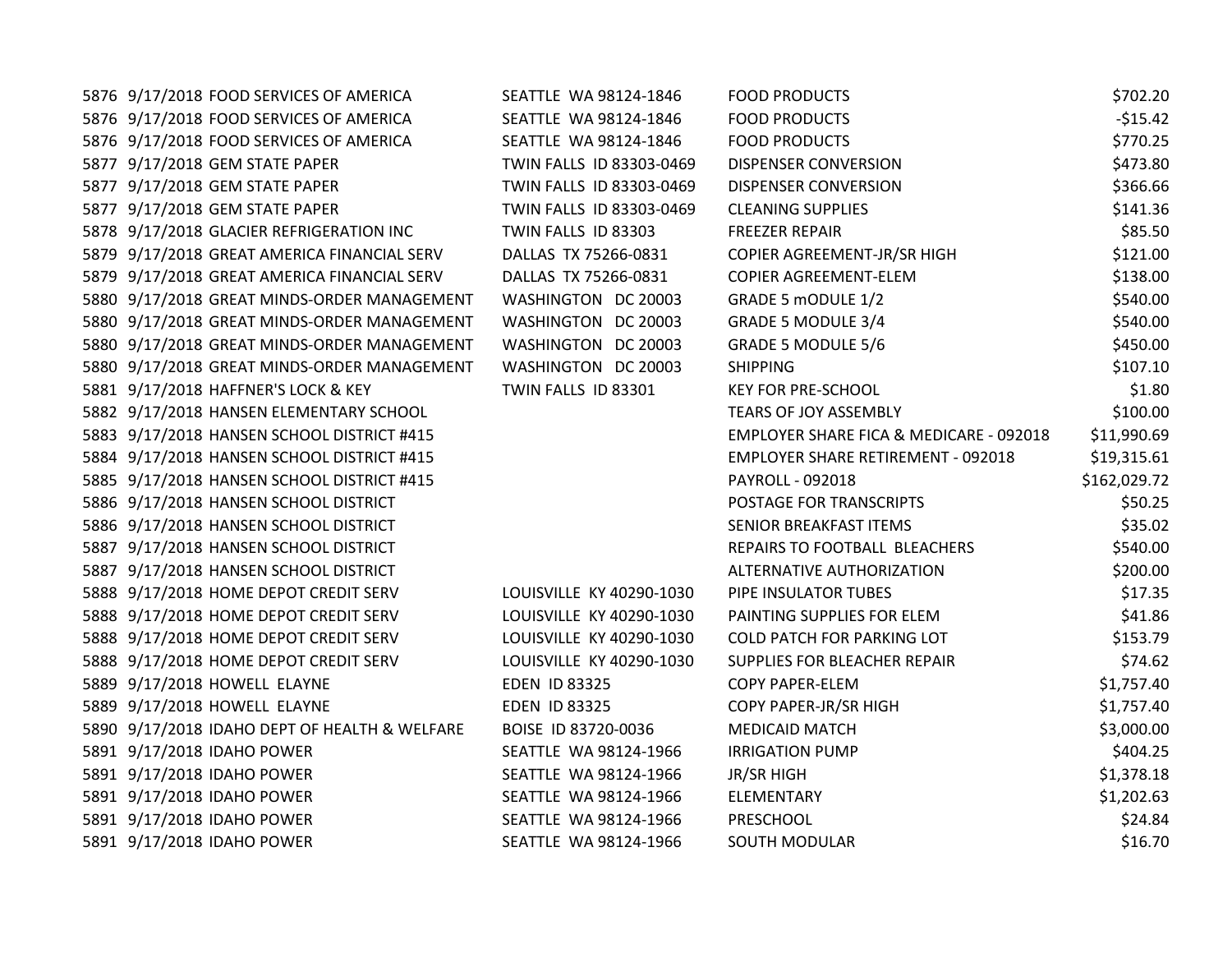| | | | | | |
|---|---|---|---|---|---|
| 5876 | 9/17/2018 | FOOD SERVICES OF AMERICA | SEATTLE WA 98124-1846 | FOOD PRODUCTS | $702.20 |
| 5876 | 9/17/2018 | FOOD SERVICES OF AMERICA | SEATTLE WA 98124-1846 | FOOD PRODUCTS | -$15.42 |
| 5876 | 9/17/2018 | FOOD SERVICES OF AMERICA | SEATTLE WA 98124-1846 | FOOD PRODUCTS | $770.25 |
| 5877 | 9/17/2018 | GEM STATE PAPER | TWIN FALLS ID 83303-0469 | DISPENSER CONVERSION | $473.80 |
| 5877 | 9/17/2018 | GEM STATE PAPER | TWIN FALLS ID 83303-0469 | DISPENSER CONVERSION | $366.66 |
| 5877 | 9/17/2018 | GEM STATE PAPER | TWIN FALLS ID 83303-0469 | CLEANING SUPPLIES | $141.36 |
| 5878 | 9/17/2018 | GLACIER REFRIGERATION INC | TWIN FALLS ID 83303 | FREEZER REPAIR | $85.50 |
| 5879 | 9/17/2018 | GREAT AMERICA FINANCIAL SERV | DALLAS TX 75266-0831 | COPIER AGREEMENT-JR/SR HIGH | $121.00 |
| 5879 | 9/17/2018 | GREAT AMERICA FINANCIAL SERV | DALLAS TX 75266-0831 | COPIER AGREEMENT-ELEM | $138.00 |
| 5880 | 9/17/2018 | GREAT MINDS-ORDER MANAGEMENT | WASHINGTON DC 20003 | GRADE 5 mODULE 1/2 | $540.00 |
| 5880 | 9/17/2018 | GREAT MINDS-ORDER MANAGEMENT | WASHINGTON DC 20003 | GRADE 5 MODULE 3/4 | $540.00 |
| 5880 | 9/17/2018 | GREAT MINDS-ORDER MANAGEMENT | WASHINGTON DC 20003 | GRADE 5 MODULE 5/6 | $450.00 |
| 5880 | 9/17/2018 | GREAT MINDS-ORDER MANAGEMENT | WASHINGTON DC 20003 | SHIPPING | $107.10 |
| 5881 | 9/17/2018 | HAFFNER'S LOCK & KEY | TWIN FALLS ID 83301 | KEY FOR PRE-SCHOOL | $1.80 |
| 5882 | 9/17/2018 | HANSEN ELEMENTARY SCHOOL | | TEARS OF JOY ASSEMBLY | $100.00 |
| 5883 | 9/17/2018 | HANSEN SCHOOL DISTRICT #415 | | EMPLOYER SHARE FICA & MEDICARE - 092018 | $11,990.69 |
| 5884 | 9/17/2018 | HANSEN SCHOOL DISTRICT #415 | | EMPLOYER SHARE RETIREMENT - 092018 | $19,315.61 |
| 5885 | 9/17/2018 | HANSEN SCHOOL DISTRICT #415 | | PAYROLL - 092018 | $162,029.72 |
| 5886 | 9/17/2018 | HANSEN SCHOOL DISTRICT | | POSTAGE FOR TRANSCRIPTS | $50.25 |
| 5886 | 9/17/2018 | HANSEN SCHOOL DISTRICT | | SENIOR BREAKFAST ITEMS | $35.02 |
| 5887 | 9/17/2018 | HANSEN SCHOOL DISTRICT | | REPAIRS TO FOOTBALL BLEACHERS | $540.00 |
| 5887 | 9/17/2018 | HANSEN SCHOOL DISTRICT | | ALTERNATIVE AUTHORIZATION | $200.00 |
| 5888 | 9/17/2018 | HOME DEPOT CREDIT SERV | LOUISVILLE KY 40290-1030 | PIPE INSULATOR TUBES | $17.35 |
| 5888 | 9/17/2018 | HOME DEPOT CREDIT SERV | LOUISVILLE KY 40290-1030 | PAINTING SUPPLIES FOR ELEM | $41.86 |
| 5888 | 9/17/2018 | HOME DEPOT CREDIT SERV | LOUISVILLE KY 40290-1030 | COLD PATCH FOR PARKING LOT | $153.79 |
| 5888 | 9/17/2018 | HOME DEPOT CREDIT SERV | LOUISVILLE KY 40290-1030 | SUPPLIES FOR BLEACHER REPAIR | $74.62 |
| 5889 | 9/17/2018 | HOWELL ELAYNE | EDEN ID 83325 | COPY PAPER-ELEM | $1,757.40 |
| 5889 | 9/17/2018 | HOWELL ELAYNE | EDEN ID 83325 | COPY PAPER-JR/SR HIGH | $1,757.40 |
| 5890 | 9/17/2018 | IDAHO DEPT OF HEALTH & WELFARE | BOISE ID 83720-0036 | MEDICAID MATCH | $3,000.00 |
| 5891 | 9/17/2018 | IDAHO POWER | SEATTLE WA 98124-1966 | IRRIGATION PUMP | $404.25 |
| 5891 | 9/17/2018 | IDAHO POWER | SEATTLE WA 98124-1966 | JR/SR HIGH | $1,378.18 |
| 5891 | 9/17/2018 | IDAHO POWER | SEATTLE WA 98124-1966 | ELEMENTARY | $1,202.63 |
| 5891 | 9/17/2018 | IDAHO POWER | SEATTLE WA 98124-1966 | PRESCHOOL | $24.84 |
| 5891 | 9/17/2018 | IDAHO POWER | SEATTLE WA 98124-1966 | SOUTH MODULAR | $16.70 |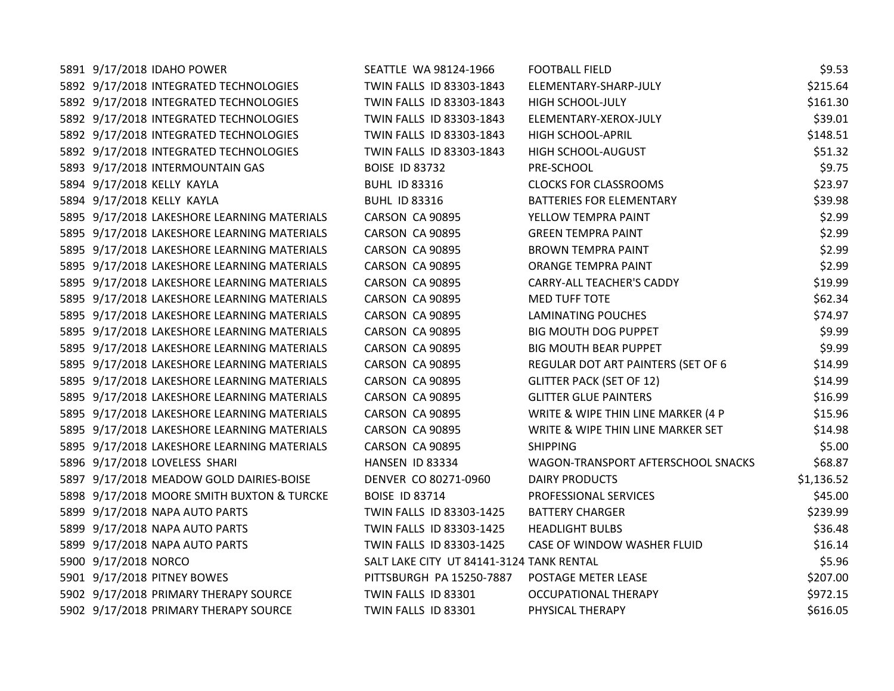| | | | | | |
|---|---|---|---|---|---|
| 5891 | 9/17/2018 | IDAHO POWER | SEATTLE WA 98124-1966 | FOOTBALL FIELD | $9.53 |
| 5892 | 9/17/2018 | INTEGRATED TECHNOLOGIES | TWIN FALLS ID 83303-1843 | ELEMENTARY-SHARP-JULY | $215.64 |
| 5892 | 9/17/2018 | INTEGRATED TECHNOLOGIES | TWIN FALLS ID 83303-1843 | HIGH SCHOOL-JULY | $161.30 |
| 5892 | 9/17/2018 | INTEGRATED TECHNOLOGIES | TWIN FALLS ID 83303-1843 | ELEMENTARY-XEROX-JULY | $39.01 |
| 5892 | 9/17/2018 | INTEGRATED TECHNOLOGIES | TWIN FALLS ID 83303-1843 | HIGH SCHOOL-APRIL | $148.51 |
| 5892 | 9/17/2018 | INTEGRATED TECHNOLOGIES | TWIN FALLS ID 83303-1843 | HIGH SCHOOL-AUGUST | $51.32 |
| 5893 | 9/17/2018 | INTERMOUNTAIN GAS | BOISE ID 83732 | PRE-SCHOOL | $9.75 |
| 5894 | 9/17/2018 | KELLY KAYLA | BUHL ID 83316 | CLOCKS FOR CLASSROOMS | $23.97 |
| 5894 | 9/17/2018 | KELLY KAYLA | BUHL ID 83316 | BATTERIES FOR ELEMENTARY | $39.98 |
| 5895 | 9/17/2018 | LAKESHORE LEARNING MATERIALS | CARSON CA 90895 | YELLOW TEMPRA PAINT | $2.99 |
| 5895 | 9/17/2018 | LAKESHORE LEARNING MATERIALS | CARSON CA 90895 | GREEN TEMPRA PAINT | $2.99 |
| 5895 | 9/17/2018 | LAKESHORE LEARNING MATERIALS | CARSON CA 90895 | BROWN TEMPRA PAINT | $2.99 |
| 5895 | 9/17/2018 | LAKESHORE LEARNING MATERIALS | CARSON CA 90895 | ORANGE TEMPRA PAINT | $2.99 |
| 5895 | 9/17/2018 | LAKESHORE LEARNING MATERIALS | CARSON CA 90895 | CARRY-ALL TEACHER'S CADDY | $19.99 |
| 5895 | 9/17/2018 | LAKESHORE LEARNING MATERIALS | CARSON CA 90895 | MED TUFF TOTE | $62.34 |
| 5895 | 9/17/2018 | LAKESHORE LEARNING MATERIALS | CARSON CA 90895 | LAMINATING POUCHES | $74.97 |
| 5895 | 9/17/2018 | LAKESHORE LEARNING MATERIALS | CARSON CA 90895 | BIG MOUTH DOG PUPPET | $9.99 |
| 5895 | 9/17/2018 | LAKESHORE LEARNING MATERIALS | CARSON CA 90895 | BIG MOUTH BEAR PUPPET | $9.99 |
| 5895 | 9/17/2018 | LAKESHORE LEARNING MATERIALS | CARSON CA 90895 | REGULAR DOT ART PAINTERS (SET OF 6 | $14.99 |
| 5895 | 9/17/2018 | LAKESHORE LEARNING MATERIALS | CARSON CA 90895 | GLITTER PACK (SET OF 12) | $14.99 |
| 5895 | 9/17/2018 | LAKESHORE LEARNING MATERIALS | CARSON CA 90895 | GLITTER GLUE PAINTERS | $16.99 |
| 5895 | 9/17/2018 | LAKESHORE LEARNING MATERIALS | CARSON CA 90895 | WRITE & WIPE THIN LINE MARKER (4 P | $15.96 |
| 5895 | 9/17/2018 | LAKESHORE LEARNING MATERIALS | CARSON CA 90895 | WRITE & WIPE THIN LINE MARKER SET | $14.98 |
| 5895 | 9/17/2018 | LAKESHORE LEARNING MATERIALS | CARSON CA 90895 | SHIPPING | $5.00 |
| 5896 | 9/17/2018 | LOVELESS SHARI | HANSEN ID 83334 | WAGON-TRANSPORT AFTERSCHOOL SNACKS | $68.87 |
| 5897 | 9/17/2018 | MEADOW GOLD DAIRIES-BOISE | DENVER CO 80271-0960 | DAIRY PRODUCTS | $1,136.52 |
| 5898 | 9/17/2018 | MOORE SMITH BUXTON & TURCKE | BOISE ID 83714 | PROFESSIONAL SERVICES | $45.00 |
| 5899 | 9/17/2018 | NAPA AUTO PARTS | TWIN FALLS ID 83303-1425 | BATTERY CHARGER | $239.99 |
| 5899 | 9/17/2018 | NAPA AUTO PARTS | TWIN FALLS ID 83303-1425 | HEADLIGHT BULBS | $36.48 |
| 5899 | 9/17/2018 | NAPA AUTO PARTS | TWIN FALLS ID 83303-1425 | CASE OF WINDOW WASHER FLUID | $16.14 |
| 5900 | 9/17/2018 | NORCO | SALT LAKE CITY UT 84141-3124 | TANK RENTAL | $5.96 |
| 5901 | 9/17/2018 | PITNEY BOWES | PITTSBURGH PA 15250-7887 | POSTAGE METER LEASE | $207.00 |
| 5902 | 9/17/2018 | PRIMARY THERAPY SOURCE | TWIN FALLS ID 83301 | OCCUPATIONAL THERAPY | $972.15 |
| 5902 | 9/17/2018 | PRIMARY THERAPY SOURCE | TWIN FALLS ID 83301 | PHYSICAL THERAPY | $616.05 |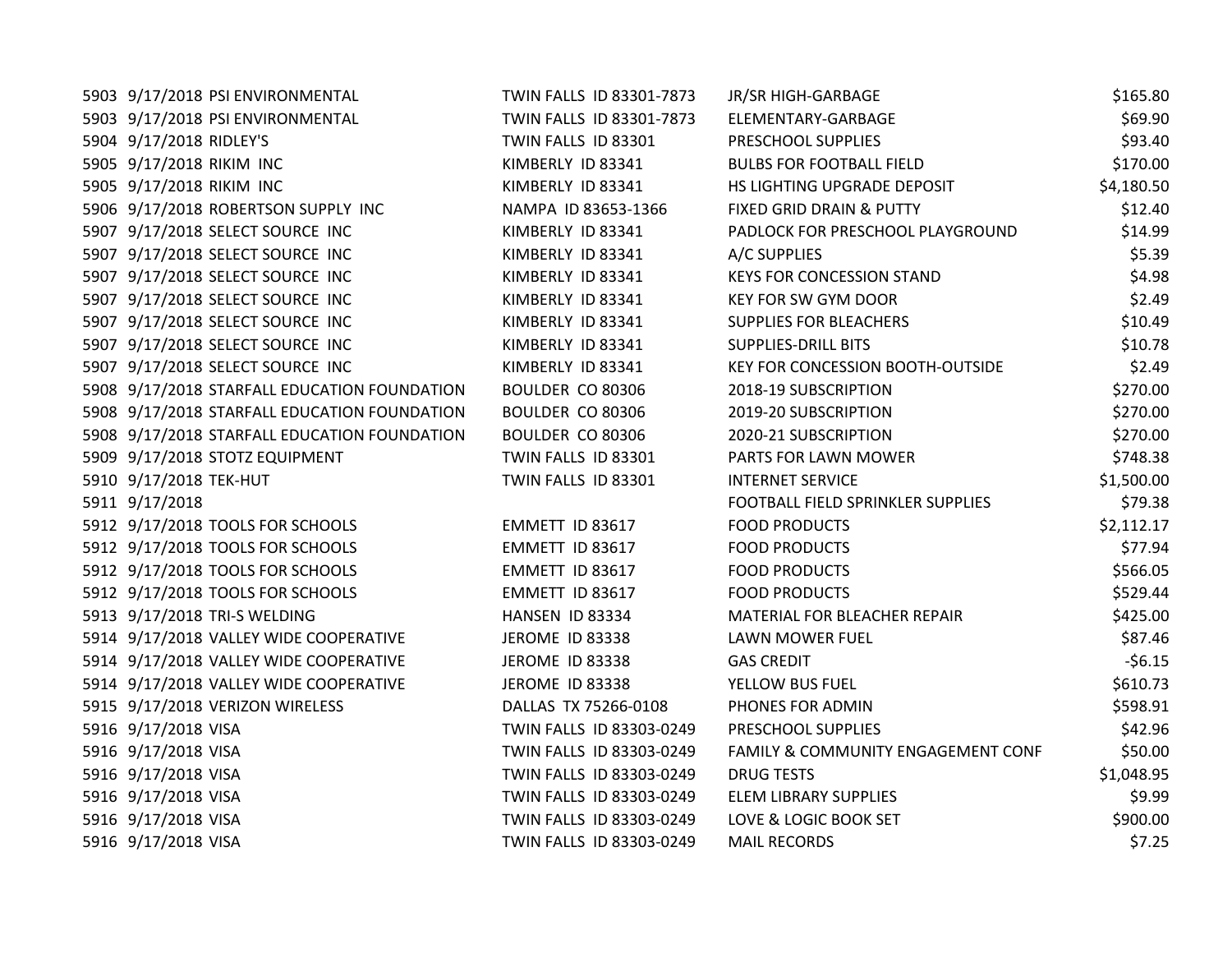| | | | | | |
|---|---|---|---|---|---|
| 5903 | 9/17/2018 | PSI ENVIRONMENTAL | TWIN FALLS ID 83301-7873 | JR/SR HIGH-GARBAGE | $165.80 |
| 5903 | 9/17/2018 | PSI ENVIRONMENTAL | TWIN FALLS ID 83301-7873 | ELEMENTARY-GARBAGE | $69.90 |
| 5904 | 9/17/2018 | RIDLEY'S | TWIN FALLS ID 83301 | PRESCHOOL SUPPLIES | $93.40 |
| 5905 | 9/17/2018 | RIKIM INC | KIMBERLY ID 83341 | BULBS FOR FOOTBALL FIELD | $170.00 |
| 5905 | 9/17/2018 | RIKIM INC | KIMBERLY ID 83341 | HS LIGHTING UPGRADE DEPOSIT | $4,180.50 |
| 5906 | 9/17/2018 | ROBERTSON SUPPLY INC | NAMPA ID 83653-1366 | FIXED GRID DRAIN & PUTTY | $12.40 |
| 5907 | 9/17/2018 | SELECT SOURCE INC | KIMBERLY ID 83341 | PADLOCK FOR PRESCHOOL PLAYGROUND | $14.99 |
| 5907 | 9/17/2018 | SELECT SOURCE INC | KIMBERLY ID 83341 | A/C SUPPLIES | $5.39 |
| 5907 | 9/17/2018 | SELECT SOURCE INC | KIMBERLY ID 83341 | KEYS FOR CONCESSION STAND | $4.98 |
| 5907 | 9/17/2018 | SELECT SOURCE INC | KIMBERLY ID 83341 | KEY FOR SW GYM DOOR | $2.49 |
| 5907 | 9/17/2018 | SELECT SOURCE INC | KIMBERLY ID 83341 | SUPPLIES FOR BLEACHERS | $10.49 |
| 5907 | 9/17/2018 | SELECT SOURCE INC | KIMBERLY ID 83341 | SUPPLIES-DRILL BITS | $10.78 |
| 5907 | 9/17/2018 | SELECT SOURCE INC | KIMBERLY ID 83341 | KEY FOR CONCESSION BOOTH-OUTSIDE | $2.49 |
| 5908 | 9/17/2018 | STARFALL EDUCATION FOUNDATION | BOULDER CO 80306 | 2018-19 SUBSCRIPTION | $270.00 |
| 5908 | 9/17/2018 | STARFALL EDUCATION FOUNDATION | BOULDER CO 80306 | 2019-20 SUBSCRIPTION | $270.00 |
| 5908 | 9/17/2018 | STARFALL EDUCATION FOUNDATION | BOULDER CO 80306 | 2020-21 SUBSCRIPTION | $270.00 |
| 5909 | 9/17/2018 | STOTZ EQUIPMENT | TWIN FALLS ID 83301 | PARTS FOR LAWN MOWER | $748.38 |
| 5910 | 9/17/2018 | TEK-HUT | TWIN FALLS ID 83301 | INTERNET SERVICE | $1,500.00 |
| 5911 | 9/17/2018 | | | FOOTBALL FIELD SPRINKLER SUPPLIES | $79.38 |
| 5912 | 9/17/2018 | TOOLS FOR SCHOOLS | EMMETT ID 83617 | FOOD PRODUCTS | $2,112.17 |
| 5912 | 9/17/2018 | TOOLS FOR SCHOOLS | EMMETT ID 83617 | FOOD PRODUCTS | $77.94 |
| 5912 | 9/17/2018 | TOOLS FOR SCHOOLS | EMMETT ID 83617 | FOOD PRODUCTS | $566.05 |
| 5912 | 9/17/2018 | TOOLS FOR SCHOOLS | EMMETT ID 83617 | FOOD PRODUCTS | $529.44 |
| 5913 | 9/17/2018 | TRI-S WELDING | HANSEN ID 83334 | MATERIAL FOR BLEACHER REPAIR | $425.00 |
| 5914 | 9/17/2018 | VALLEY WIDE COOPERATIVE | JEROME ID 83338 | LAWN MOWER FUEL | $87.46 |
| 5914 | 9/17/2018 | VALLEY WIDE COOPERATIVE | JEROME ID 83338 | GAS CREDIT | -$6.15 |
| 5914 | 9/17/2018 | VALLEY WIDE COOPERATIVE | JEROME ID 83338 | YELLOW BUS FUEL | $610.73 |
| 5915 | 9/17/2018 | VERIZON WIRELESS | DALLAS TX 75266-0108 | PHONES FOR ADMIN | $598.91 |
| 5916 | 9/17/2018 | VISA | TWIN FALLS ID 83303-0249 | PRESCHOOL SUPPLIES | $42.96 |
| 5916 | 9/17/2018 | VISA | TWIN FALLS ID 83303-0249 | FAMILY & COMMUNITY ENGAGEMENT CONF | $50.00 |
| 5916 | 9/17/2018 | VISA | TWIN FALLS ID 83303-0249 | DRUG TESTS | $1,048.95 |
| 5916 | 9/17/2018 | VISA | TWIN FALLS ID 83303-0249 | ELEM LIBRARY SUPPLIES | $9.99 |
| 5916 | 9/17/2018 | VISA | TWIN FALLS ID 83303-0249 | LOVE & LOGIC BOOK SET | $900.00 |
| 5916 | 9/17/2018 | VISA | TWIN FALLS ID 83303-0249 | MAIL RECORDS | $7.25 |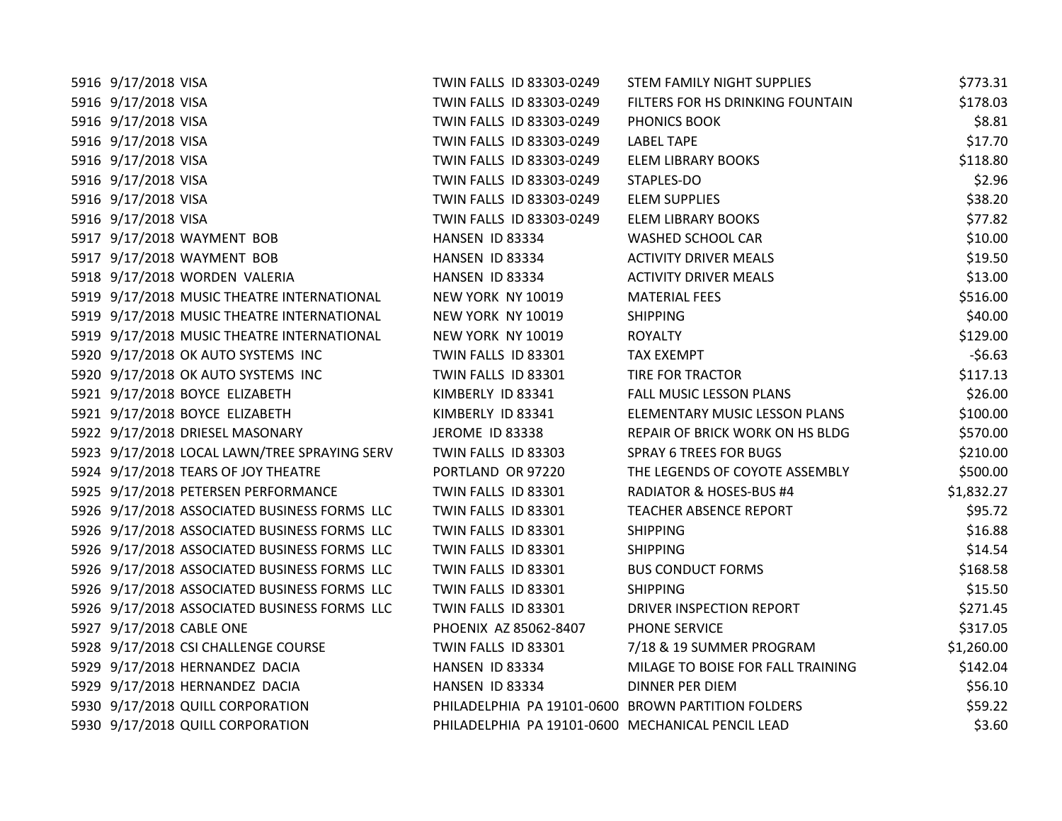| | | | | | |
|---|---|---|---|---|---|
| 5916 | 9/17/2018 | VISA | TWIN FALLS ID 83303-0249 | STEM FAMILY NIGHT SUPPLIES | $773.31 |
| 5916 | 9/17/2018 | VISA | TWIN FALLS ID 83303-0249 | FILTERS FOR HS DRINKING FOUNTAIN | $178.03 |
| 5916 | 9/17/2018 | VISA | TWIN FALLS ID 83303-0249 | PHONICS BOOK | $8.81 |
| 5916 | 9/17/2018 | VISA | TWIN FALLS ID 83303-0249 | LABEL TAPE | $17.70 |
| 5916 | 9/17/2018 | VISA | TWIN FALLS ID 83303-0249 | ELEM LIBRARY BOOKS | $118.80 |
| 5916 | 9/17/2018 | VISA | TWIN FALLS ID 83303-0249 | STAPLES-DO | $2.96 |
| 5916 | 9/17/2018 | VISA | TWIN FALLS ID 83303-0249 | ELEM SUPPLIES | $38.20 |
| 5916 | 9/17/2018 | VISA | TWIN FALLS ID 83303-0249 | ELEM LIBRARY BOOKS | $77.82 |
| 5917 | 9/17/2018 | WAYMENT BOB | HANSEN ID 83334 | WASHED SCHOOL CAR | $10.00 |
| 5917 | 9/17/2018 | WAYMENT BOB | HANSEN ID 83334 | ACTIVITY DRIVER MEALS | $19.50 |
| 5918 | 9/17/2018 | WORDEN VALERIA | HANSEN ID 83334 | ACTIVITY DRIVER MEALS | $13.00 |
| 5919 | 9/17/2018 | MUSIC THEATRE INTERNATIONAL | NEW YORK NY 10019 | MATERIAL FEES | $516.00 |
| 5919 | 9/17/2018 | MUSIC THEATRE INTERNATIONAL | NEW YORK NY 10019 | SHIPPING | $40.00 |
| 5919 | 9/17/2018 | MUSIC THEATRE INTERNATIONAL | NEW YORK NY 10019 | ROYALTY | $129.00 |
| 5920 | 9/17/2018 | OK AUTO SYSTEMS INC | TWIN FALLS ID 83301 | TAX EXEMPT | -$6.63 |
| 5920 | 9/17/2018 | OK AUTO SYSTEMS INC | TWIN FALLS ID 83301 | TIRE FOR TRACTOR | $117.13 |
| 5921 | 9/17/2018 | BOYCE ELIZABETH | KIMBERLY ID 83341 | FALL MUSIC LESSON PLANS | $26.00 |
| 5921 | 9/17/2018 | BOYCE ELIZABETH | KIMBERLY ID 83341 | ELEMENTARY MUSIC LESSON PLANS | $100.00 |
| 5922 | 9/17/2018 | DRIESEL MASONARY | JEROME ID 83338 | REPAIR OF BRICK WORK ON HS BLDG | $570.00 |
| 5923 | 9/17/2018 | LOCAL LAWN/TREE SPRAYING SERV | TWIN FALLS ID 83303 | SPRAY 6 TREES FOR BUGS | $210.00 |
| 5924 | 9/17/2018 | TEARS OF JOY THEATRE | PORTLAND OR 97220 | THE LEGENDS OF COYOTE ASSEMBLY | $500.00 |
| 5925 | 9/17/2018 | PETERSEN PERFORMANCE | TWIN FALLS ID 83301 | RADIATOR & HOSES-BUS #4 | $1,832.27 |
| 5926 | 9/17/2018 | ASSOCIATED BUSINESS FORMS LLC | TWIN FALLS ID 83301 | TEACHER ABSENCE REPORT | $95.72 |
| 5926 | 9/17/2018 | ASSOCIATED BUSINESS FORMS LLC | TWIN FALLS ID 83301 | SHIPPING | $16.88 |
| 5926 | 9/17/2018 | ASSOCIATED BUSINESS FORMS LLC | TWIN FALLS ID 83301 | SHIPPING | $14.54 |
| 5926 | 9/17/2018 | ASSOCIATED BUSINESS FORMS LLC | TWIN FALLS ID 83301 | BUS CONDUCT FORMS | $168.58 |
| 5926 | 9/17/2018 | ASSOCIATED BUSINESS FORMS LLC | TWIN FALLS ID 83301 | SHIPPING | $15.50 |
| 5926 | 9/17/2018 | ASSOCIATED BUSINESS FORMS LLC | TWIN FALLS ID 83301 | DRIVER INSPECTION REPORT | $271.45 |
| 5927 | 9/17/2018 | CABLE ONE | PHOENIX AZ 85062-8407 | PHONE SERVICE | $317.05 |
| 5928 | 9/17/2018 | CSI CHALLENGE COURSE | TWIN FALLS ID 83301 | 7/18 & 19 SUMMER PROGRAM | $1,260.00 |
| 5929 | 9/17/2018 | HERNANDEZ DACIA | HANSEN ID 83334 | MILAGE TO BOISE FOR FALL TRAINING | $142.04 |
| 5929 | 9/17/2018 | HERNANDEZ DACIA | HANSEN ID 83334 | DINNER PER DIEM | $56.10 |
| 5930 | 9/17/2018 | QUILL CORPORATION | PHILADELPHIA PA 19101-0600 | BROWN PARTITION FOLDERS | $59.22 |
| 5930 | 9/17/2018 | QUILL CORPORATION | PHILADELPHIA PA 19101-0600 | MECHANICAL PENCIL LEAD | $3.60 |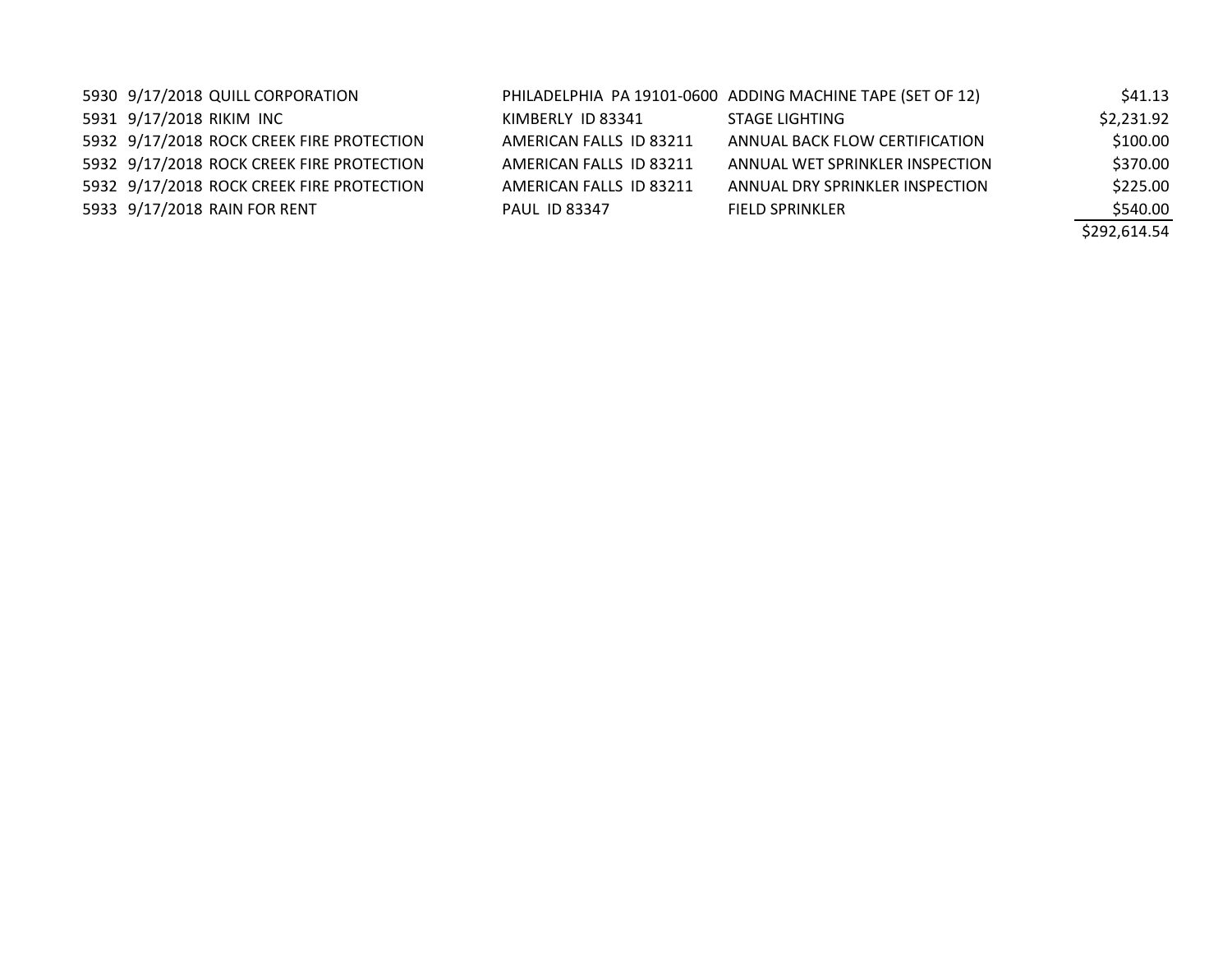| | | | | | |
|---|---|---|---|---|---|
| 5930 | 9/17/2018 | QUILL CORPORATION | PHILADELPHIA PA 19101-0600 | ADDING MACHINE TAPE (SET OF 12) | $41.13 |
| 5931 | 9/17/2018 | RIKIM INC | KIMBERLY ID 83341 | STAGE LIGHTING | $2,231.92 |
| 5932 | 9/17/2018 | ROCK CREEK FIRE PROTECTION | AMERICAN FALLS ID 83211 | ANNUAL BACK FLOW CERTIFICATION | $100.00 |
| 5932 | 9/17/2018 | ROCK CREEK FIRE PROTECTION | AMERICAN FALLS ID 83211 | ANNUAL WET SPRINKLER INSPECTION | $370.00 |
| 5932 | 9/17/2018 | ROCK CREEK FIRE PROTECTION | AMERICAN FALLS ID 83211 | ANNUAL DRY SPRINKLER INSPECTION | $225.00 |
| 5933 | 9/17/2018 | RAIN FOR RENT | PAUL ID 83347 | FIELD SPRINKLER | $540.00 |
| | | | | | $292,614.54 |